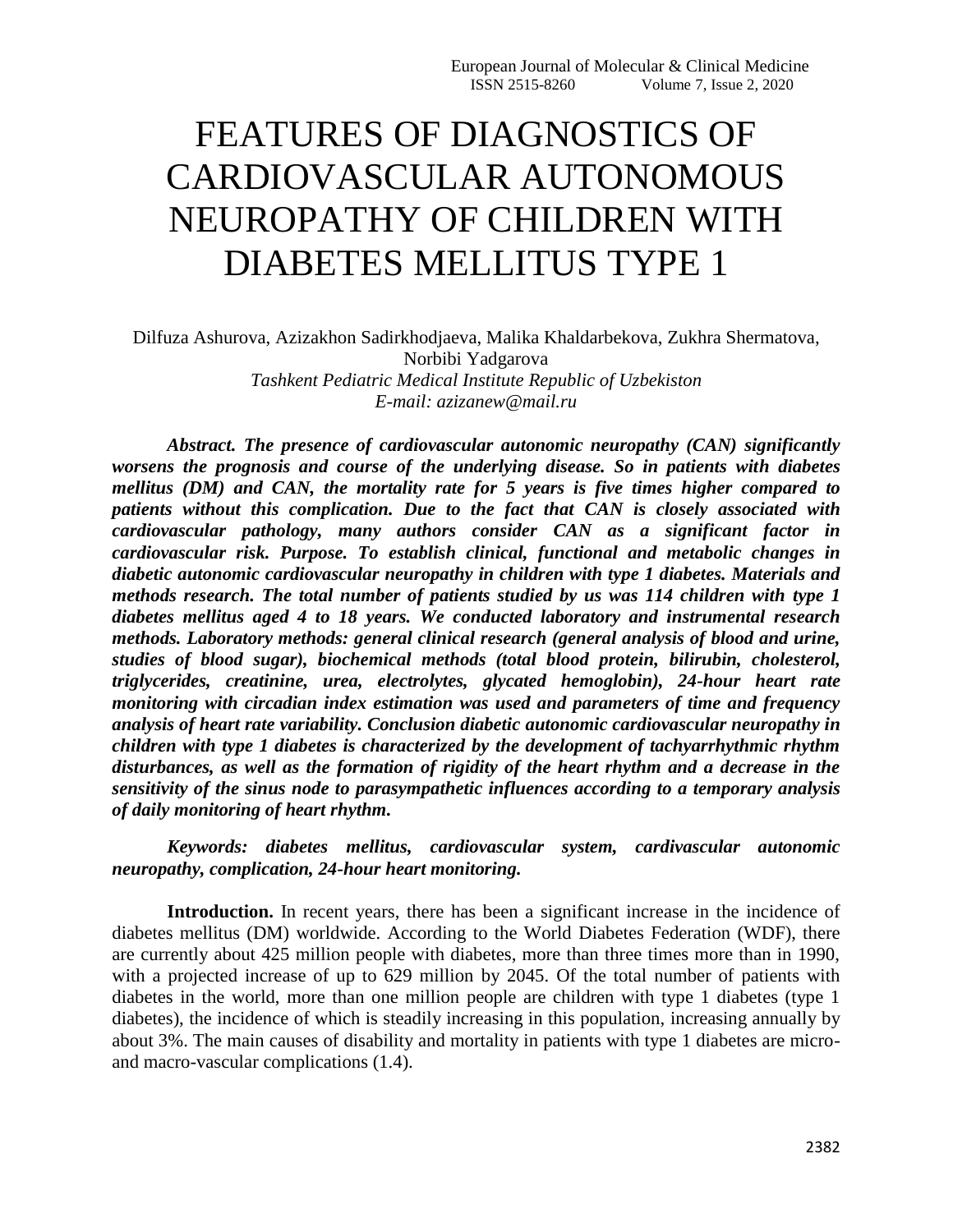# FEATURES OF DIAGNOSTICS OF CARDIOVASCULAR AUTONOMOUS NEUROPATHY OF CHILDREN WITH DIABETES MELLITUS TYPE 1

Dilfuza Ashurova, Azizakhon Sadirkhodjaeva, Malika Khaldarbekova, Zukhra Shermatova, Norbibi Yadgarova

*Tashkent Pediatric Medical Institute Republic of Uzbekiston*

*E-mail: azizanew@mail.ru*

***Abstract. The presence of cardiovascular autonomic neuropathy (CAN) significantly worsens the prognosis and course of the underlying disease. So in patients with diabetes mellitus (DM) and CAN, the mortality rate for 5 years is five times higher compared to patients without this complication. Due to the fact that CAN is closely associated with cardiovascular pathology, many authors consider CAN as a significant factor in cardiovascular risk. Purpose. To establish clinical, functional and metabolic changes in diabetic autonomic cardiovascular neuropathy in children with type 1 diabetes. Materials and methods research. The total number of patients studied by us was 114 children with type 1 diabetes mellitus aged 4 to 18 years. We conducted laboratory and instrumental research methods. Laboratory methods: general clinical research (general analysis of blood and urine, studies of blood sugar), biochemical methods (total blood protein, bilirubin, cholesterol, triglycerides, creatinine, urea, electrolytes, glycated hemoglobin), 24-hour heart rate monitoring with circadian index estimation was used and parameters of time and frequency analysis of heart rate variability. Conclusion diabetic autonomic cardiovascular neuropathy in children with type 1 diabetes is characterized by the development of tachyarrhythmic rhythm disturbances, as well as the formation of rigidity of the heart rhythm and a decrease in the sensitivity of the sinus node to parasympathetic influences according to a temporary analysis of daily monitoring of heart rhythm.***

***Keywords: diabetes mellitus, cardiovascular system, cardivascular autonomic neuropathy, complication, 24-hour heart monitoring.***

**Introduction.** In recent years, there has been a significant increase in the incidence of diabetes mellitus (DM) worldwide. According to the World Diabetes Federation (WDF), there are currently about 425 million people with diabetes, more than three times more than in 1990, with a projected increase of up to 629 million by 2045. Of the total number of patients with diabetes in the world, more than one million people are children with type 1 diabetes (type 1 diabetes), the incidence of which is steadily increasing in this population, increasing annually by about 3%. The main causes of disability and mortality in patients with type 1 diabetes are micro- and macro-vascular complications (1.4).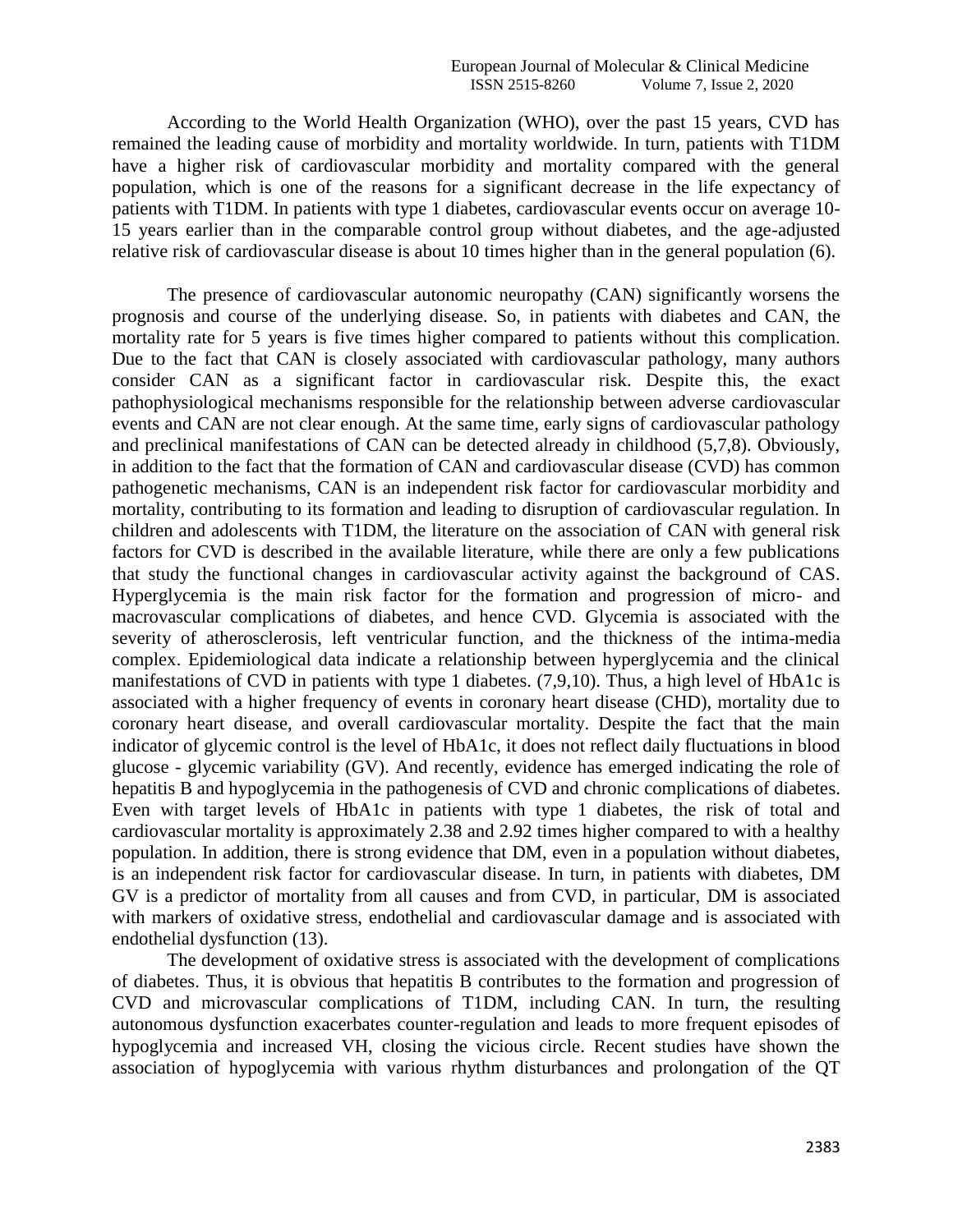According to the World Health Organization (WHO), over the past 15 years, CVD has remained the leading cause of morbidity and mortality worldwide. In turn, patients with T1DM have a higher risk of cardiovascular morbidity and mortality compared with the general population, which is one of the reasons for a significant decrease in the life expectancy of patients with T1DM. In patients with type 1 diabetes, cardiovascular events occur on average 10-15 years earlier than in the comparable control group without diabetes, and the age-adjusted relative risk of cardiovascular disease is about 10 times higher than in the general population (6).

The presence of cardiovascular autonomic neuropathy (CAN) significantly worsens the prognosis and course of the underlying disease. So, in patients with diabetes and CAN, the mortality rate for 5 years is five times higher compared to patients without this complication. Due to the fact that CAN is closely associated with cardiovascular pathology, many authors consider CAN as a significant factor in cardiovascular risk. Despite this, the exact pathophysiological mechanisms responsible for the relationship between adverse cardiovascular events and CAN are not clear enough. At the same time, early signs of cardiovascular pathology and preclinical manifestations of CAN can be detected already in childhood (5,7,8). Obviously, in addition to the fact that the formation of CAN and cardiovascular disease (CVD) has common pathogenetic mechanisms, CAN is an independent risk factor for cardiovascular morbidity and mortality, contributing to its formation and leading to disruption of cardiovascular regulation. In children and adolescents with T1DM, the literature on the association of CAN with general risk factors for CVD is described in the available literature, while there are only a few publications that study the functional changes in cardiovascular activity against the background of CAS. Hyperglycemia is the main risk factor for the formation and progression of micro- and macrovascular complications of diabetes, and hence CVD. Glycemia is associated with the severity of atherosclerosis, left ventricular function, and the thickness of the intima-media complex. Epidemiological data indicate a relationship between hyperglycemia and the clinical manifestations of CVD in patients with type 1 diabetes. (7,9,10). Thus, a high level of HbA1c is associated with a higher frequency of events in coronary heart disease (CHD), mortality due to coronary heart disease, and overall cardiovascular mortality. Despite the fact that the main indicator of glycemic control is the level of HbA1c, it does not reflect daily fluctuations in blood glucose - glycemic variability (GV). And recently, evidence has emerged indicating the role of hepatitis B and hypoglycemia in the pathogenesis of CVD and chronic complications of diabetes. Even with target levels of HbA1c in patients with type 1 diabetes, the risk of total and cardiovascular mortality is approximately 2.38 and 2.92 times higher compared to with a healthy population. In addition, there is strong evidence that DM, even in a population without diabetes, is an independent risk factor for cardiovascular disease. In turn, in patients with diabetes, DM GV is a predictor of mortality from all causes and from CVD, in particular, DM is associated with markers of oxidative stress, endothelial and cardiovascular damage and is associated with endothelial dysfunction (13).

The development of oxidative stress is associated with the development of complications of diabetes. Thus, it is obvious that hepatitis B contributes to the formation and progression of CVD and microvascular complications of T1DM, including CAN. In turn, the resulting autonomous dysfunction exacerbates counter-regulation and leads to more frequent episodes of hypoglycemia and increased VH, closing the vicious circle. Recent studies have shown the association of hypoglycemia with various rhythm disturbances and prolongation of the QT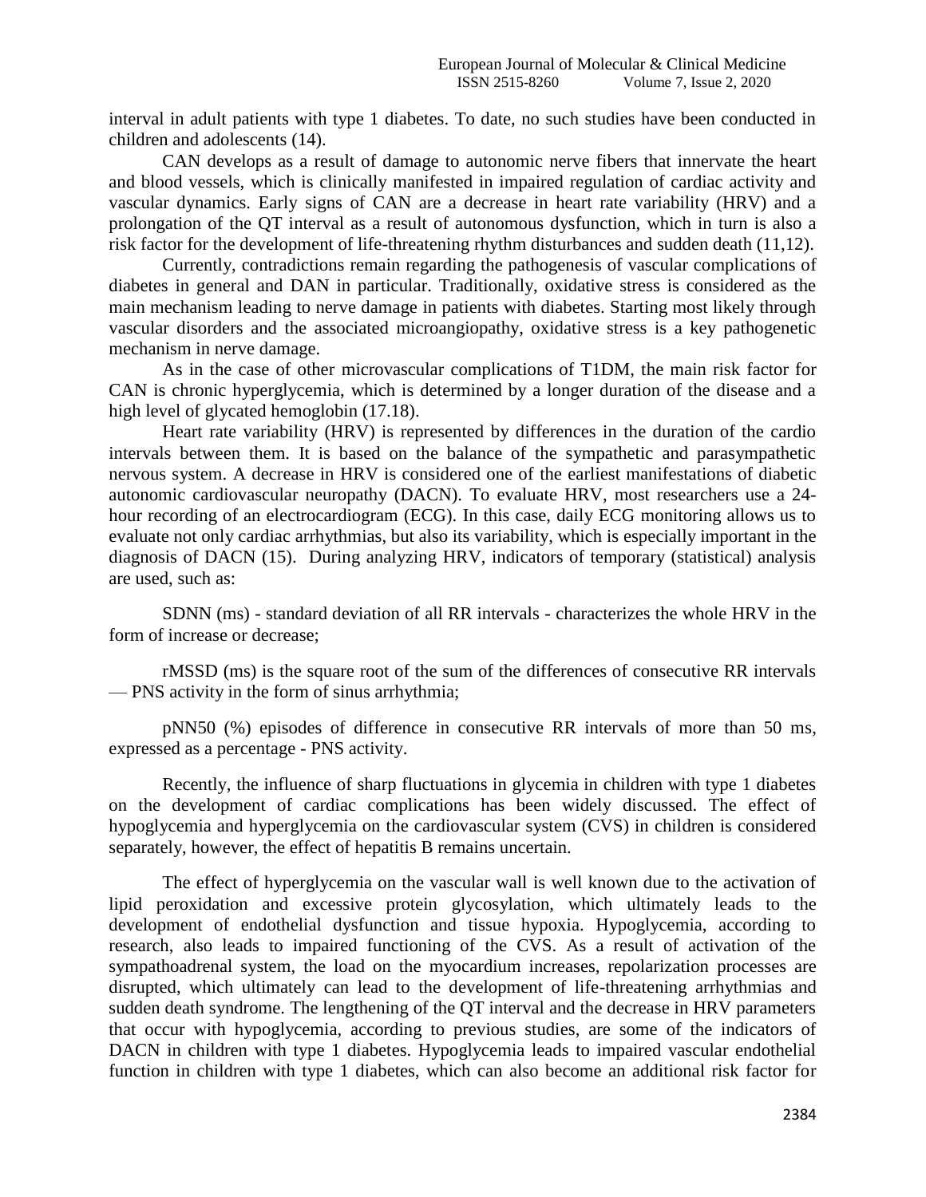interval in adult patients with type 1 diabetes. To date, no such studies have been conducted in children and adolescents (14).

CAN develops as a result of damage to autonomic nerve fibers that innervate the heart and blood vessels, which is clinically manifested in impaired regulation of cardiac activity and vascular dynamics. Early signs of CAN are a decrease in heart rate variability (HRV) and a prolongation of the QT interval as a result of autonomous dysfunction, which in turn is also a risk factor for the development of life-threatening rhythm disturbances and sudden death (11,12).

Currently, contradictions remain regarding the pathogenesis of vascular complications of diabetes in general and DAN in particular. Traditionally, oxidative stress is considered as the main mechanism leading to nerve damage in patients with diabetes. Starting most likely through vascular disorders and the associated microangiopathy, oxidative stress is a key pathogenetic mechanism in nerve damage.

As in the case of other microvascular complications of T1DM, the main risk factor for CAN is chronic hyperglycemia, which is determined by a longer duration of the disease and a high level of glycated hemoglobin (17.18).

Heart rate variability (HRV) is represented by differences in the duration of the cardio intervals between them. It is based on the balance of the sympathetic and parasympathetic nervous system. A decrease in HRV is considered one of the earliest manifestations of diabetic autonomic cardiovascular neuropathy (DACN). To evaluate HRV, most researchers use a 24-hour recording of an electrocardiogram (ECG). In this case, daily ECG monitoring allows us to evaluate not only cardiac arrhythmias, but also its variability, which is especially important in the diagnosis of DACN (15). During analyzing HRV, indicators of temporary (statistical) analysis are used, such as:

SDNN (ms) - standard deviation of all RR intervals - characterizes the whole HRV in the form of increase or decrease;

rMSSD (ms) is the square root of the sum of the differences of consecutive RR intervals — PNS activity in the form of sinus arrhythmia;

pNN50 (%) episodes of difference in consecutive RR intervals of more than 50 ms, expressed as a percentage - PNS activity.

Recently, the influence of sharp fluctuations in glycemia in children with type 1 diabetes on the development of cardiac complications has been widely discussed. The effect of hypoglycemia and hyperglycemia on the cardiovascular system (CVS) in children is considered separately, however, the effect of hepatitis B remains uncertain.

The effect of hyperglycemia on the vascular wall is well known due to the activation of lipid peroxidation and excessive protein glycosylation, which ultimately leads to the development of endothelial dysfunction and tissue hypoxia. Hypoglycemia, according to research, also leads to impaired functioning of the CVS. As a result of activation of the sympathoadrenal system, the load on the myocardium increases, repolarization processes are disrupted, which ultimately can lead to the development of life-threatening arrhythmias and sudden death syndrome. The lengthening of the QT interval and the decrease in HRV parameters that occur with hypoglycemia, according to previous studies, are some of the indicators of DACN in children with type 1 diabetes. Hypoglycemia leads to impaired vascular endothelial function in children with type 1 diabetes, which can also become an additional risk factor for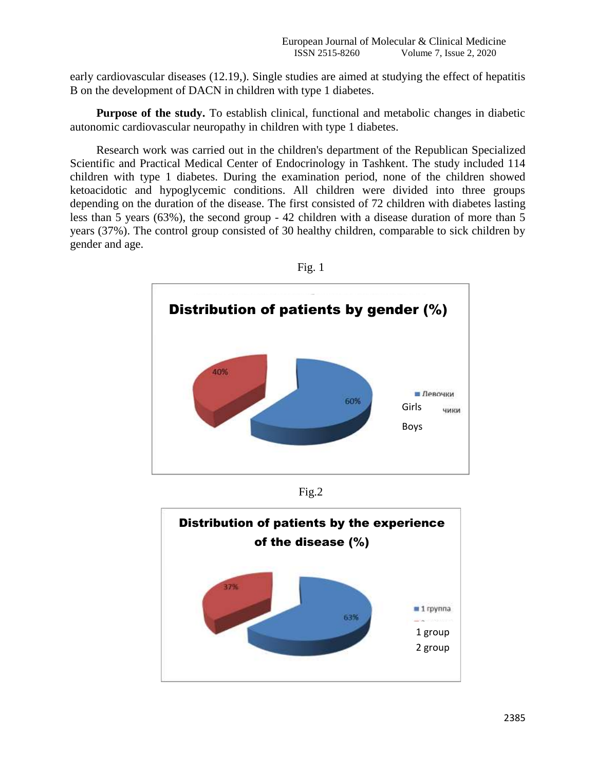early cardiovascular diseases (12.19,). Single studies are aimed at studying the effect of hepatitis B on the development of DACN in children with type 1 diabetes.

**Purpose of the study.** To establish clinical, functional and metabolic changes in diabetic autonomic cardiovascular neuropathy in children with type 1 diabetes.

Research work was carried out in the children's department of the Republican Specialized Scientific and Practical Medical Center of Endocrinology in Tashkent. The study included 114 children with type 1 diabetes. During the examination period, none of the children showed ketoacidotic and hypoglycemic conditions. All children were divided into three groups depending on the duration of the disease. The first consisted of 72 children with diabetes lasting less than 5 years (63%), the second group - 42 children with a disease duration of more than 5 years (37%). The control group consisted of 30 healthy children, comparable to sick children by gender and age.

Fig. 1

**Distribution of patients by gender (%)**

40%

60%

Девочки

Girls

чики

Boys

Fig.2

**Distribution of patients by the experience of the disease (%)**

37%

63%

1 группа

1 group

2 group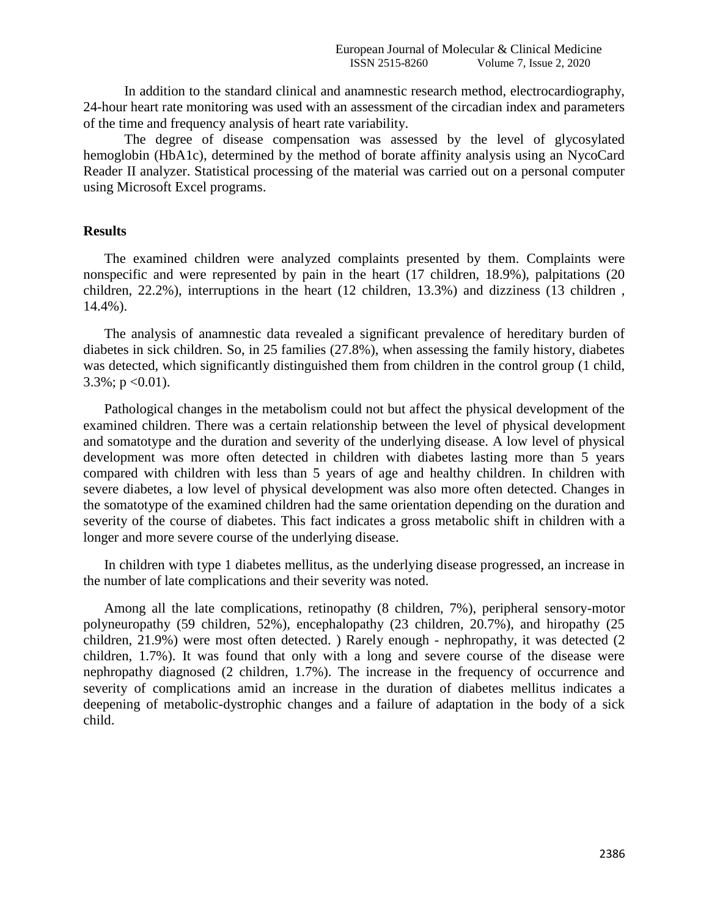In addition to the standard clinical and anamnestic research method, electrocardiography, 24-hour heart rate monitoring was used with an assessment of the circadian index and parameters of the time and frequency analysis of heart rate variability.

The degree of disease compensation was assessed by the level of glycosylated hemoglobin (HbA1c), determined by the method of borate affinity analysis using an NycoCard Reader II analyzer. Statistical processing of the material was carried out on a personal computer using Microsoft Excel programs.

## Results

The examined children were analyzed complaints presented by them. Complaints were nonspecific and were represented by pain in the heart (17 children, 18.9%), palpitations (20 children, 22.2%), interruptions in the heart (12 children, 13.3%) and dizziness (13 children , 14.4%).

The analysis of anamnestic data revealed a significant prevalence of hereditary burden of diabetes in sick children. So, in 25 families (27.8%), when assessing the family history, diabetes was detected, which significantly distinguished them from children in the control group (1 child, 3.3%; $p < 0.01$).

Pathological changes in the metabolism could not but affect the physical development of the examined children. There was a certain relationship between the level of physical development and somatotype and the duration and severity of the underlying disease. A low level of physical development was more often detected in children with diabetes lasting more than 5 years compared with children with less than 5 years of age and healthy children. In children with severe diabetes, a low level of physical development was also more often detected. Changes in the somatotype of the examined children had the same orientation depending on the duration and severity of the course of diabetes. This fact indicates a gross metabolic shift in children with a longer and more severe course of the underlying disease.

In children with type 1 diabetes mellitus, as the underlying disease progressed, an increase in the number of late complications and their severity was noted.

Among all the late complications, retinopathy (8 children, 7%), peripheral sensory-motor polyneuropathy (59 children, 52%), encephalopathy (23 children, 20.7%), and hiropathy (25 children, 21.9%) were most often detected. ) Rarely enough - nephropathy, it was detected (2 children, 1.7%). It was found that only with a long and severe course of the disease were nephropathy diagnosed (2 children, 1.7%). The increase in the frequency of occurrence and severity of complications amid an increase in the duration of diabetes mellitus indicates a deepening of metabolic-dystrophic changes and a failure of adaptation in the body of a sick child.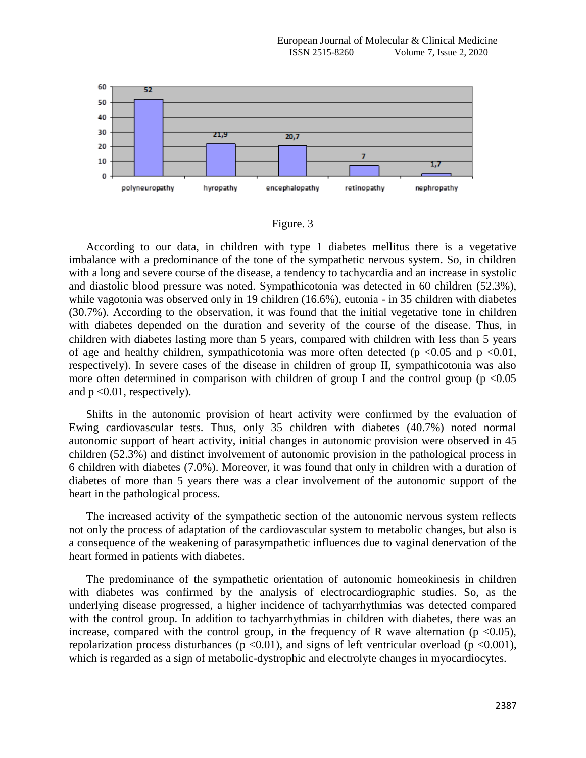60
50
40
30
20
10
0

52

21,9

20,7

7

1,7

polyneuropathy

hyropathy

encephalopathy

retinopathy

nephropathy

Figure. 3

According to our data, in children with type 1 diabetes mellitus there is a vegetative imbalance with a predominance of the tone of the sympathetic nervous system. So, in children with a long and severe course of the disease, a tendency to tachycardia and an increase in systolic and diastolic blood pressure was noted. Sympathicotonia was detected in 60 children (52.3%), while vagotonia was observed only in 19 children (16.6%), eutonia - in 35 children with diabetes (30.7%). According to the observation, it was found that the initial vegetative tone in children with diabetes depended on the duration and severity of the course of the disease. Thus, in children with diabetes lasting more than 5 years, compared with children with less than 5 years of age and healthy children, sympathicotonia was more often detected ($p < 0.05$ and $p < 0.01$, respectively). In severe cases of the disease in children of group II, sympathicotonia was also more often determined in comparison with children of group I and the control group ($p < 0.05$ and $p < 0.01$, respectively).

Shifts in the autonomic provision of heart activity were confirmed by the evaluation of Ewing cardiovascular tests. Thus, only 35 children with diabetes (40.7%) noted normal autonomic support of heart activity, initial changes in autonomic provision were observed in 45 children (52.3%) and distinct involvement of autonomic provision in the pathological process in 6 children with diabetes (7.0%). Moreover, it was found that only in children with a duration of diabetes of more than 5 years there was a clear involvement of the autonomic support of the heart in the pathological process.

The increased activity of the sympathetic section of the autonomic nervous system reflects not only the process of adaptation of the cardiovascular system to metabolic changes, but also is a consequence of the weakening of parasympathetic influences due to vaginal denervation of the heart formed in patients with diabetes.

The predominance of the sympathetic orientation of autonomic homeokinesis in children with diabetes was confirmed by the analysis of electrocardiographic studies. So, as the underlying disease progressed, a higher incidence of tachyarrhythmias was detected compared with the control group. In addition to tachyarrhythmias in children with diabetes, there was an increase, compared with the control group, in the frequency of R wave alternation ($p < 0.05$), repolarization process disturbances ($p < 0.01$), and signs of left ventricular overload ($p < 0.001$), which is regarded as a sign of metabolic-dystrophic and electrolyte changes in myocardiocytes.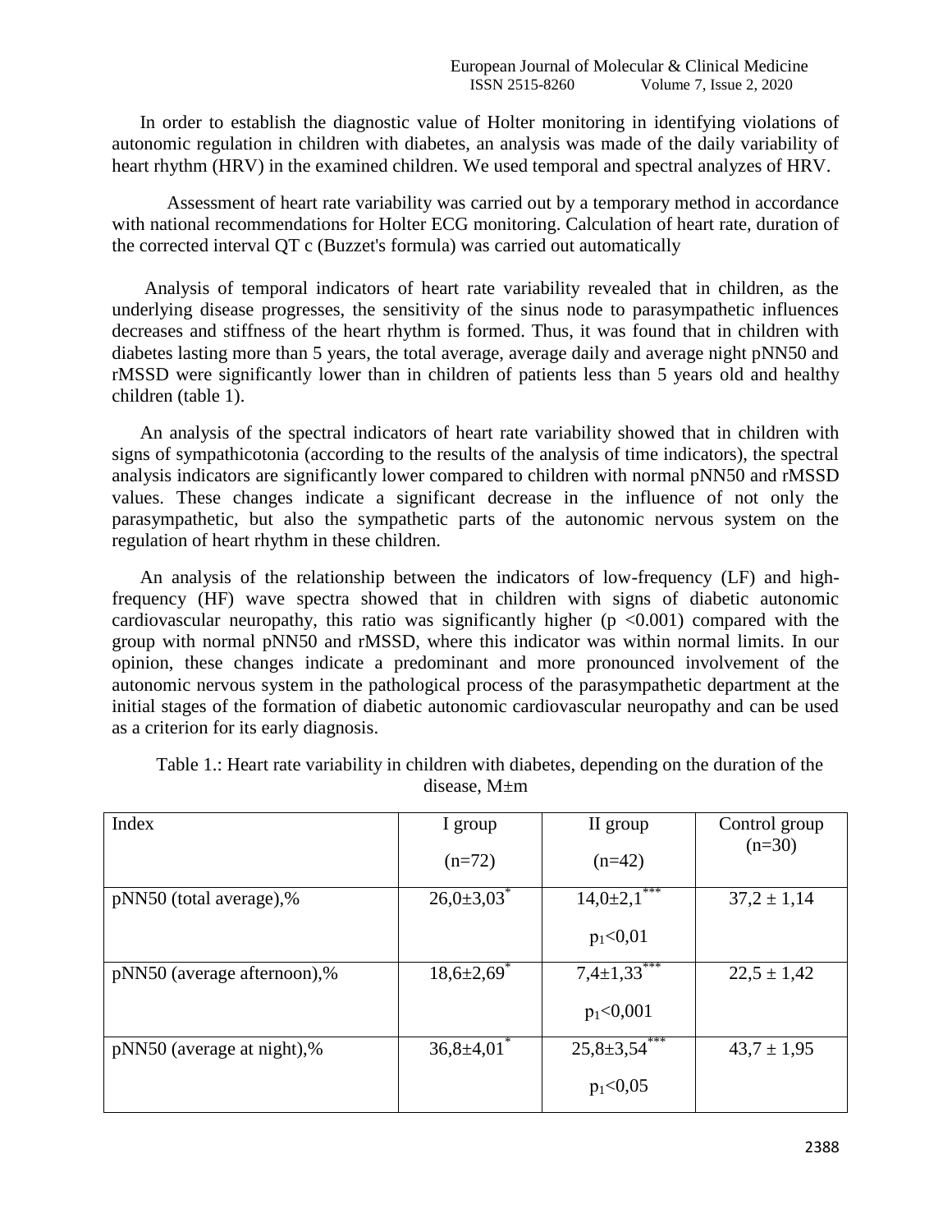In order to establish the diagnostic value of Holter monitoring in identifying violations of autonomic regulation in children with diabetes, an analysis was made of the daily variability of heart rhythm (HRV) in the examined children. We used temporal and spectral analyzes of HRV.

Assessment of heart rate variability was carried out by a temporary method in accordance with national recommendations for Holter ECG monitoring. Calculation of heart rate, duration of the corrected interval QT c (Buzzet's formula) was carried out automatically

Analysis of temporal indicators of heart rate variability revealed that in children, as the underlying disease progresses, the sensitivity of the sinus node to parasympathetic influences decreases and stiffness of the heart rhythm is formed. Thus, it was found that in children with diabetes lasting more than 5 years, the total average, average daily and average night pNN50 and rMSSD were significantly lower than in children of patients less than 5 years old and healthy children (table 1).

An analysis of the spectral indicators of heart rate variability showed that in children with signs of sympathicotonia (according to the results of the analysis of time indicators), the spectral analysis indicators are significantly lower compared to children with normal pNN50 and rMSSD values. These changes indicate a significant decrease in the influence of not only the parasympathetic, but also the sympathetic parts of the autonomic nervous system on the regulation of heart rhythm in these children.

An analysis of the relationship between the indicators of low-frequency (LF) and high-frequency (HF) wave spectra showed that in children with signs of diabetic autonomic cardiovascular neuropathy, this ratio was significantly higher ($p < 0.001$) compared with the group with normal pNN50 and rMSSD, where this indicator was within normal limits. In our opinion, these changes indicate a predominant and more pronounced involvement of the autonomic nervous system in the pathological process of the parasympathetic department at the initial stages of the formation of diabetic autonomic cardiovascular neuropathy and can be used as a criterion for its early diagnosis.

Table 1.: Heart rate variability in children with diabetes, depending on the duration of the disease, M±m

| Index | I group (n=72) | II group (n=42) | Control group (n=30) |
|---|---|---|---|
| pNN50 (total average),% | $26,0 \pm 3,03^{*}$ | $14,0 \pm 2,1^{***}$ $p_1 < 0,01$ | $37,2 \pm 1,14$ |
| pNN50 (average afternoon),% | $18,6 \pm 2,69^{*}$ | $7,4 \pm 1,33^{***}$ $p_1 < 0,001$ | $22,5 \pm 1,42$ |
| pNN50 (average at night),% | $36,8 \pm 4,01^{*}$ | $25,8 \pm 3,54^{***}$ $p_1 < 0,05$ | $43,7 \pm 1,95$ |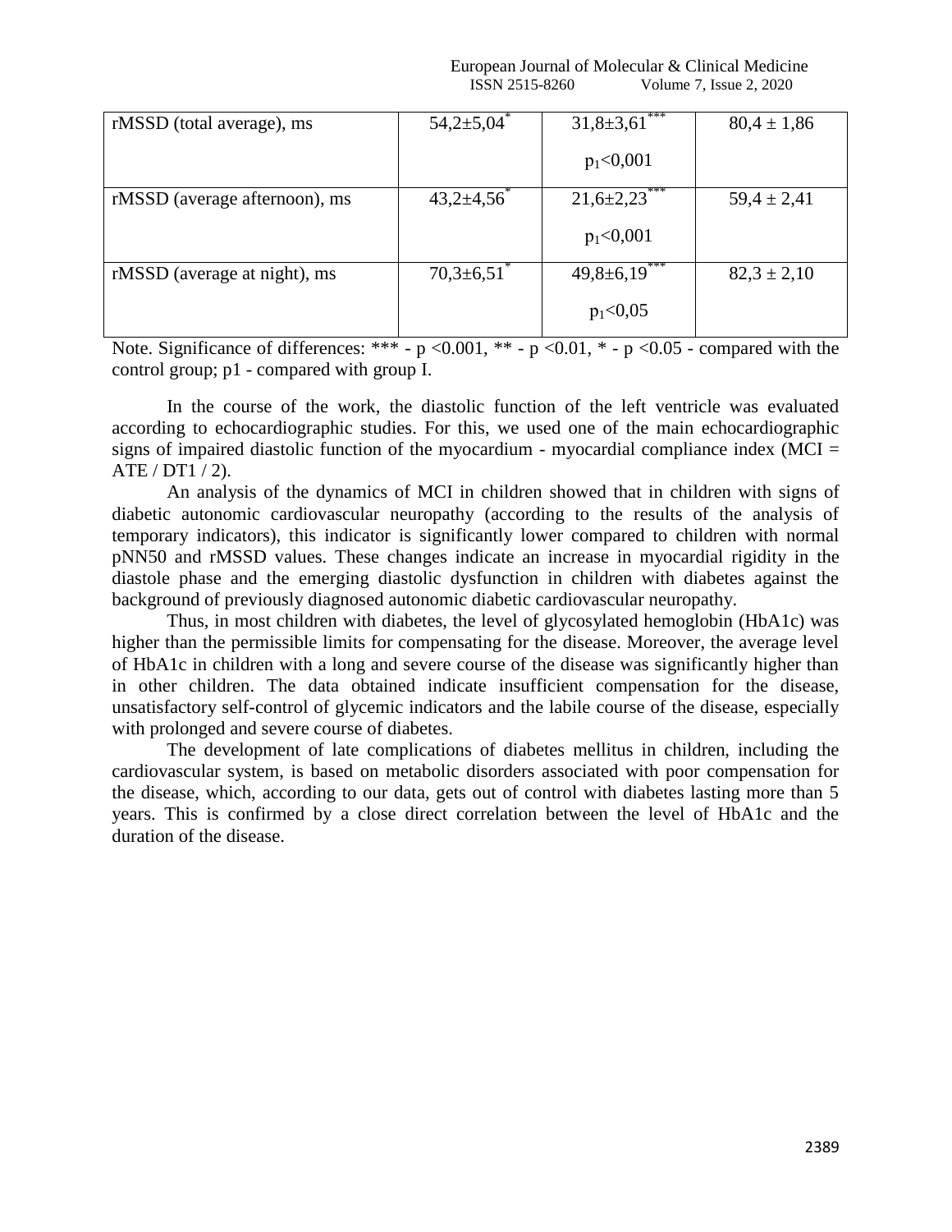| | | | |
|---|---|---|---|
| rMSSD (total average), ms | $54{,}2 \pm 5{,}04^{*}$ | $31{,}8 \pm 3{,}61^{***}$ $p_1 < 0{,}001$ | $80{,}4 \pm 1{,}86$ |
| rMSSD (average afternoon), ms | $43{,}2 \pm 4{,}56^{*}$ | $21{,}6 \pm 2{,}23^{***}$ $p_1 < 0{,}001$ | $59{,}4 \pm 2{,}41$ |
| rMSSD (average at night), ms | $70{,}3 \pm 6{,}51^{*}$ | $49{,}8 \pm 6{,}19^{***}$ $p_1 < 0{,}05$ | $82{,}3 \pm 2{,}10$ |

Note. Significance of differences: *** - $p < 0.001$, ** - $p < 0.01$, * - $p < 0.05$ - compared with the control group; p1 - compared with group I.

In the course of the work, the diastolic function of the left ventricle was evaluated according to echocardiographic studies. For this, we used one of the main echocardiographic signs of impaired diastolic function of the myocardium - myocardial compliance index (MCI = ATE / DT1 / 2).

An analysis of the dynamics of MCI in children showed that in children with signs of diabetic autonomic cardiovascular neuropathy (according to the results of the analysis of temporary indicators), this indicator is significantly lower compared to children with normal pNN50 and rMSSD values. These changes indicate an increase in myocardial rigidity in the diastole phase and the emerging diastolic dysfunction in children with diabetes against the background of previously diagnosed autonomic diabetic cardiovascular neuropathy.

Thus, in most children with diabetes, the level of glycosylated hemoglobin (HbA1c) was higher than the permissible limits for compensating for the disease. Moreover, the average level of HbA1c in children with a long and severe course of the disease was significantly higher than in other children. The data obtained indicate insufficient compensation for the disease, unsatisfactory self-control of glycemic indicators and the labile course of the disease, especially with prolonged and severe course of diabetes.

The development of late complications of diabetes mellitus in children, including the cardiovascular system, is based on metabolic disorders associated with poor compensation for the disease, which, according to our data, gets out of control with diabetes lasting more than 5 years. This is confirmed by a close direct correlation between the level of HbA1c and the duration of the disease.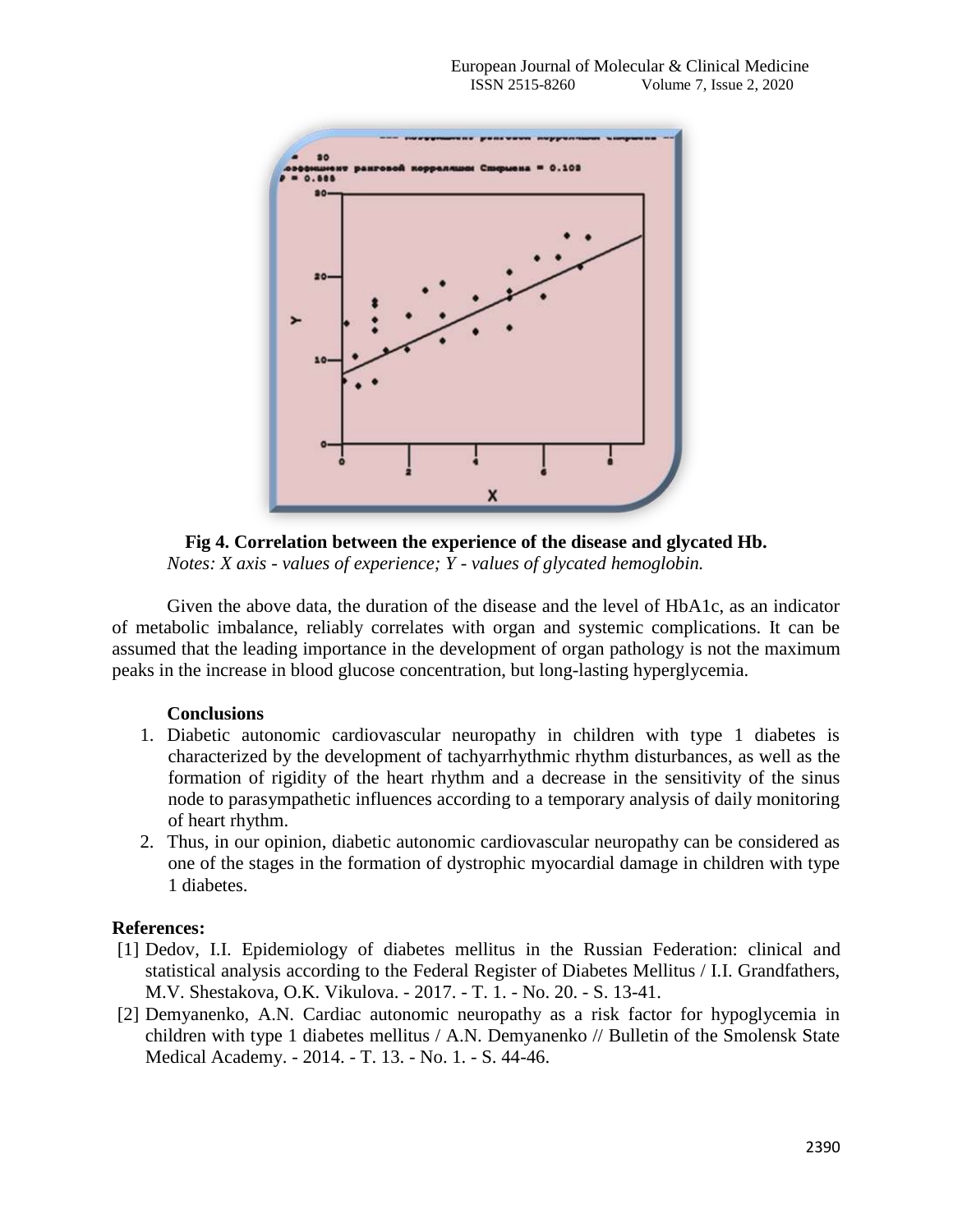Fig 4. Correlation between the experience of the disease and glycated Hb.

*Notes: X axis - values of experience; Y - values of glycated hemoglobin.*

Given the above data, the duration of the disease and the level of HbA1c, as an indicator of metabolic imbalance, reliably correlates with organ and systemic complications. It can be assumed that the leading importance in the development of organ pathology is not the maximum peaks in the increase in blood glucose concentration, but long-lasting hyperglycemia.

**Conclusions**

1. Diabetic autonomic cardiovascular neuropathy in children with type 1 diabetes is characterized by the development of tachyarrhythmic rhythm disturbances, as well as the formation of rigidity of the heart rhythm and a decrease in the sensitivity of the sinus node to parasympathetic influences according to a temporary analysis of daily monitoring of heart rhythm.
2. Thus, in our opinion, diabetic autonomic cardiovascular neuropathy can be considered as one of the stages in the formation of dystrophic myocardial damage in children with type 1 diabetes.

**References:**

[1] Dedov, I.I. Epidemiology of diabetes mellitus in the Russian Federation: clinical and statistical analysis according to the Federal Register of Diabetes Mellitus / I.I. Grandfathers, M.V. Shestakova, O.K. Vikulova. - 2017. - T. 1. - No. 20. - S. 13-41.

[2] Demyanenko, A.N. Cardiac autonomic neuropathy as a risk factor for hypoglycemia in children with type 1 diabetes mellitus / A.N. Demyanenko // Bulletin of the Smolensk State Medical Academy. - 2014. - T. 13. - No. 1. - S. 44-46.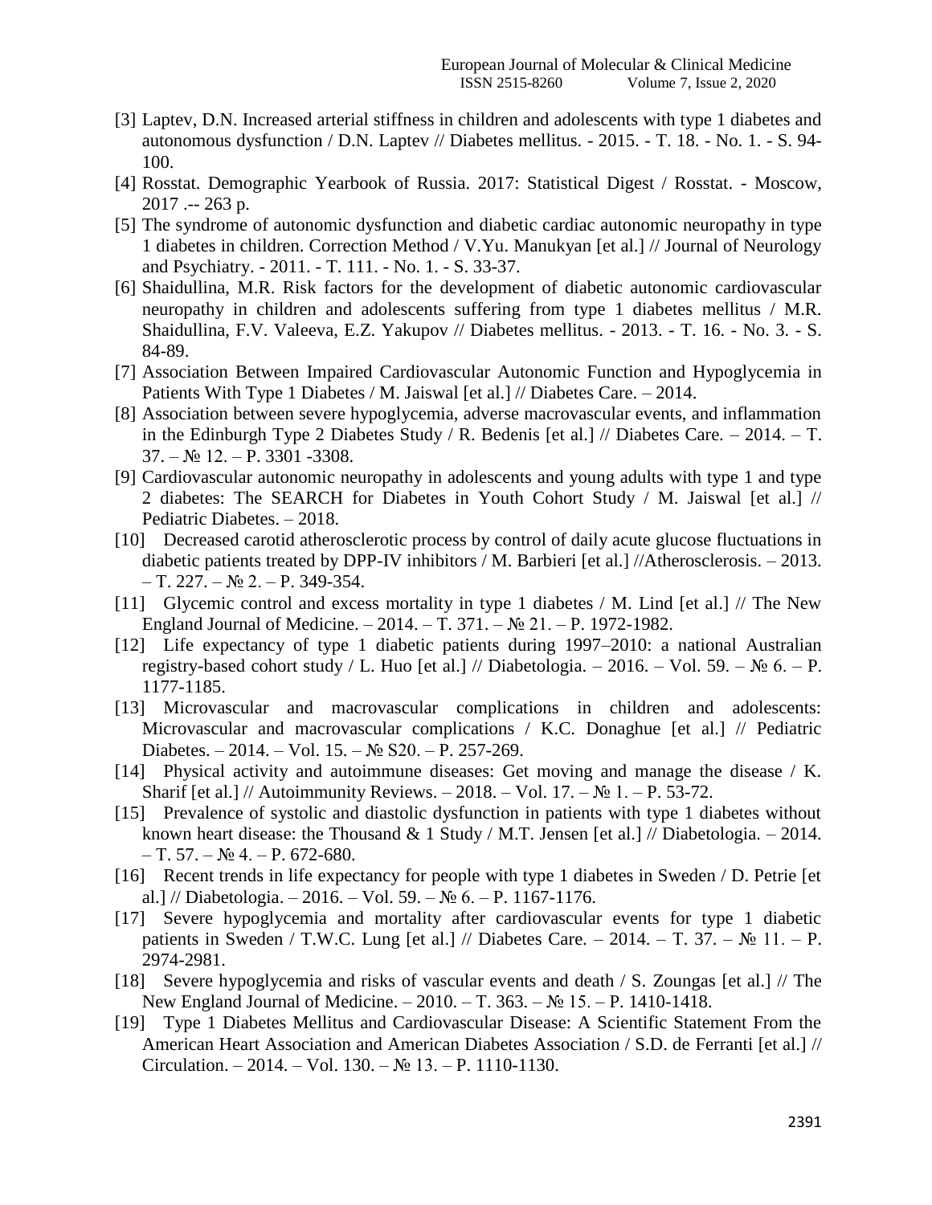[3] Laptev, D.N. Increased arterial stiffness in children and adolescents with type 1 diabetes and autonomous dysfunction / D.N. Laptev // Diabetes mellitus. - 2015. - T. 18. - No. 1. - S. 94-100.

[4] Rosstat. Demographic Yearbook of Russia. 2017: Statistical Digest / Rosstat. - Moscow, 2017 .-- 263 p.

[5] The syndrome of autonomic dysfunction and diabetic cardiac autonomic neuropathy in type 1 diabetes in children. Correction Method / V.Yu. Manukyan [et al.] // Journal of Neurology and Psychiatry. - 2011. - T. 111. - No. 1. - S. 33-37.

[6] Shaidullina, M.R. Risk factors for the development of diabetic autonomic cardiovascular neuropathy in children and adolescents suffering from type 1 diabetes mellitus / M.R. Shaidullina, F.V. Valeeva, E.Z. Yakupov // Diabetes mellitus. - 2013. - T. 16. - No. 3. - S. 84-89.

[7] Association Between Impaired Cardiovascular Autonomic Function and Hypoglycemia in Patients With Type 1 Diabetes / M. Jaiswal [et al.] // Diabetes Care. – 2014.

[8] Association between severe hypoglycemia, adverse macrovascular events, and inflammation in the Edinburgh Type 2 Diabetes Study / R. Bedenis [et al.] // Diabetes Care. – 2014. – T. 37. – № 12. – P. 3301 -3308.

[9] Cardiovascular autonomic neuropathy in adolescents and young adults with type 1 and type 2 diabetes: The SEARCH for Diabetes in Youth Cohort Study / M. Jaiswal [et al.] // Pediatric Diabetes. – 2018.

[10] Decreased carotid atherosclerotic process by control of daily acute glucose fluctuations in diabetic patients treated by DPP-IV inhibitors / M. Barbieri [et al.] //Atherosclerosis. – 2013. – T. 227. – № 2. – P. 349-354.

[11] Glycemic control and excess mortality in type 1 diabetes / M. Lind [et al.] // The New England Journal of Medicine. – 2014. – T. 371. – № 21. – P. 1972-1982.

[12] Life expectancy of type 1 diabetic patients during 1997–2010: a national Australian registry-based cohort study / L. Huo [et al.] // Diabetologia. – 2016. – Vol. 59. – № 6. – P. 1177-1185.

[13] Microvascular and macrovascular complications in children and adolescents: Microvascular and macrovascular complications / K.C. Donaghue [et al.] // Pediatric Diabetes. – 2014. – Vol. 15. – № S20. – P. 257-269.

[14] Physical activity and autoimmune diseases: Get moving and manage the disease / K. Sharif [et al.] // Autoimmunity Reviews. – 2018. – Vol. 17. – № 1. – P. 53-72.

[15] Prevalence of systolic and diastolic dysfunction in patients with type 1 diabetes without known heart disease: the Thousand & 1 Study / M.T. Jensen [et al.] // Diabetologia. – 2014. – T. 57. – № 4. – P. 672-680.

[16] Recent trends in life expectancy for people with type 1 diabetes in Sweden / D. Petrie [et al.] // Diabetologia. – 2016. – Vol. 59. – № 6. – P. 1167-1176.

[17] Severe hypoglycemia and mortality after cardiovascular events for type 1 diabetic patients in Sweden / T.W.C. Lung [et al.] // Diabetes Care. – 2014. – T. 37. – № 11. – P. 2974-2981.

[18] Severe hypoglycemia and risks of vascular events and death / S. Zoungas [et al.] // The New England Journal of Medicine. – 2010. – T. 363. – № 15. – P. 1410-1418.

[19] Type 1 Diabetes Mellitus and Cardiovascular Disease: A Scientific Statement From the American Heart Association and American Diabetes Association / S.D. de Ferranti [et al.] // Circulation. – 2014. – Vol. 130. – № 13. – P. 1110-1130.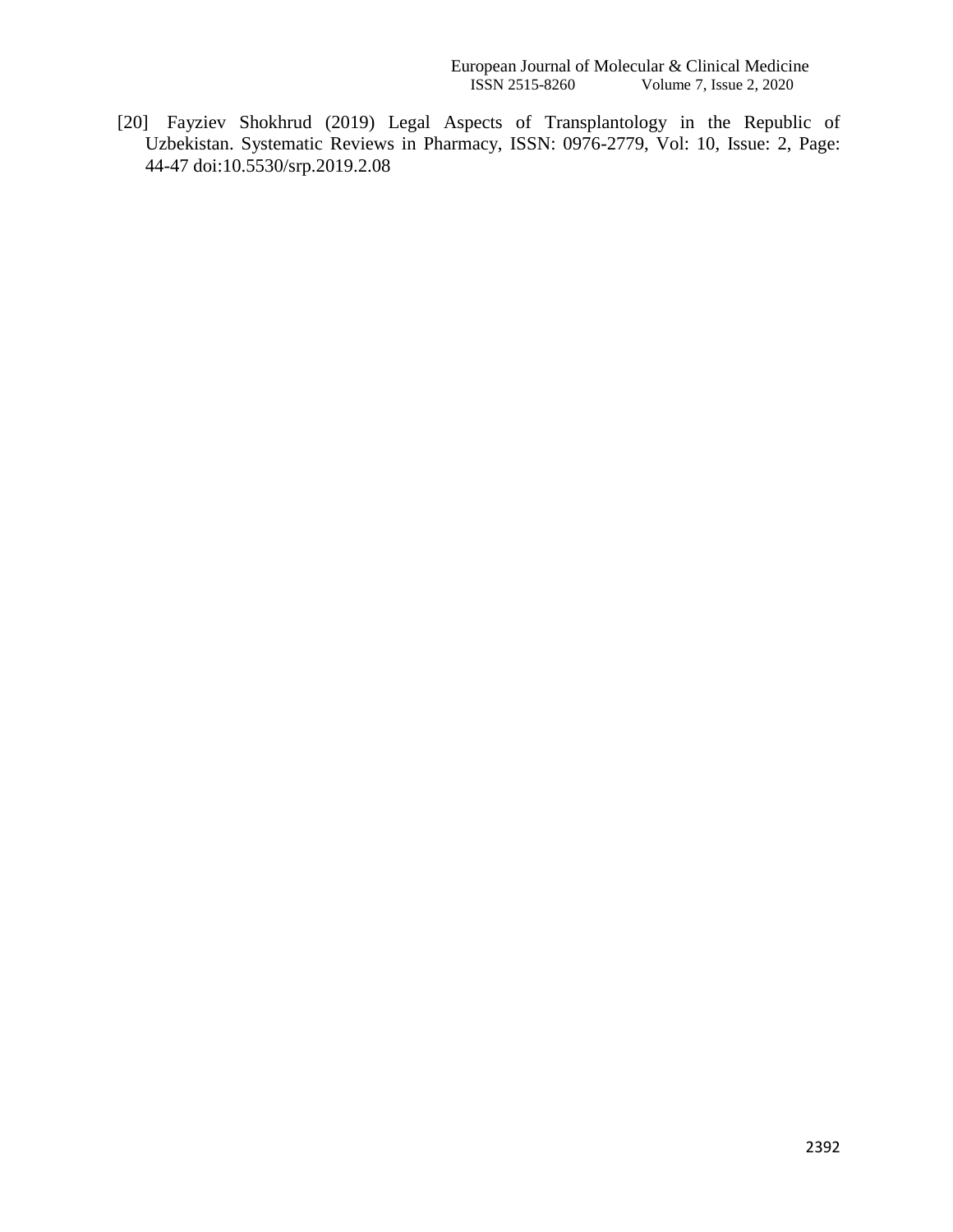[20] Fayziev Shokhrud (2019) Legal Aspects of Transplantology in the Republic of Uzbekistan. Systematic Reviews in Pharmacy, ISSN: 0976-2779, Vol: 10, Issue: 2, Page: 44-47 doi:10.5530/srp.2019.2.08